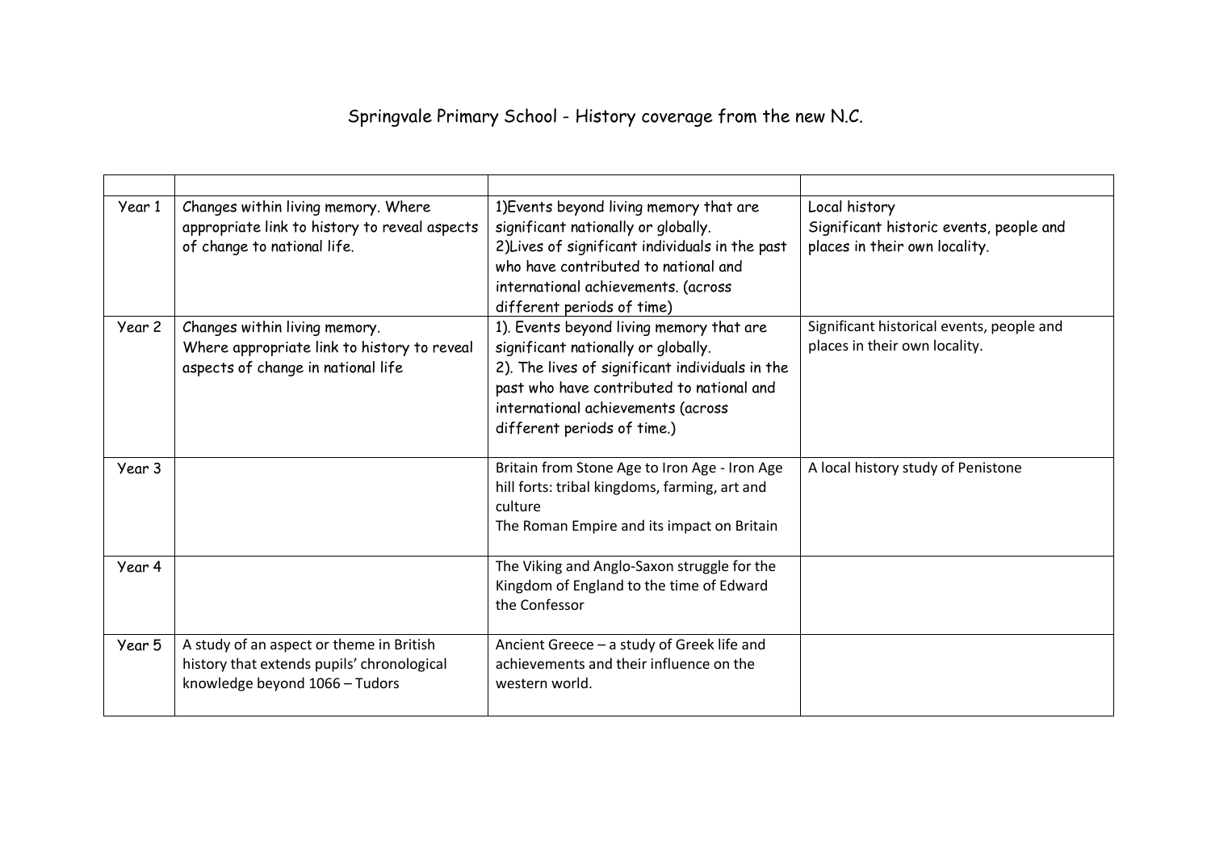# Springvale Primary School - History coverage from the new N.C.

| | | | |
|---|---|---|---|
| Year 1 | Changes within living memory. Where appropriate link to history to reveal aspects of change to national life. | 1)Events beyond living memory that are significant nationally or globally.<br>2)Lives of significant individuals in the past who have contributed to national and international achievements. (across different periods of time) | Local history<br>Significant historic events, people and places in their own locality. |
| Year 2 | Changes within living memory.<br>Where appropriate link to history to reveal aspects of change in national life | 1). Events beyond living memory that are significant nationally or globally.<br>2). The lives of significant individuals in the past who have contributed to national and international achievements (across different periods of time.) | Significant historical events, people and places in their own locality. |
| Year 3 | | Britain from Stone Age to Iron Age - Iron Age hill forts: tribal kingdoms, farming, art and culture<br>The Roman Empire and its impact on Britain | A local history study of Penistone |
| Year 4 | | The Viking and Anglo-Saxon struggle for the Kingdom of England to the time of Edward the Confessor | |
| Year 5 | A study of an aspect or theme in British history that extends pupils' chronological knowledge beyond 1066 – Tudors | Ancient Greece – a study of Greek life and achievements and their influence on the western world. | |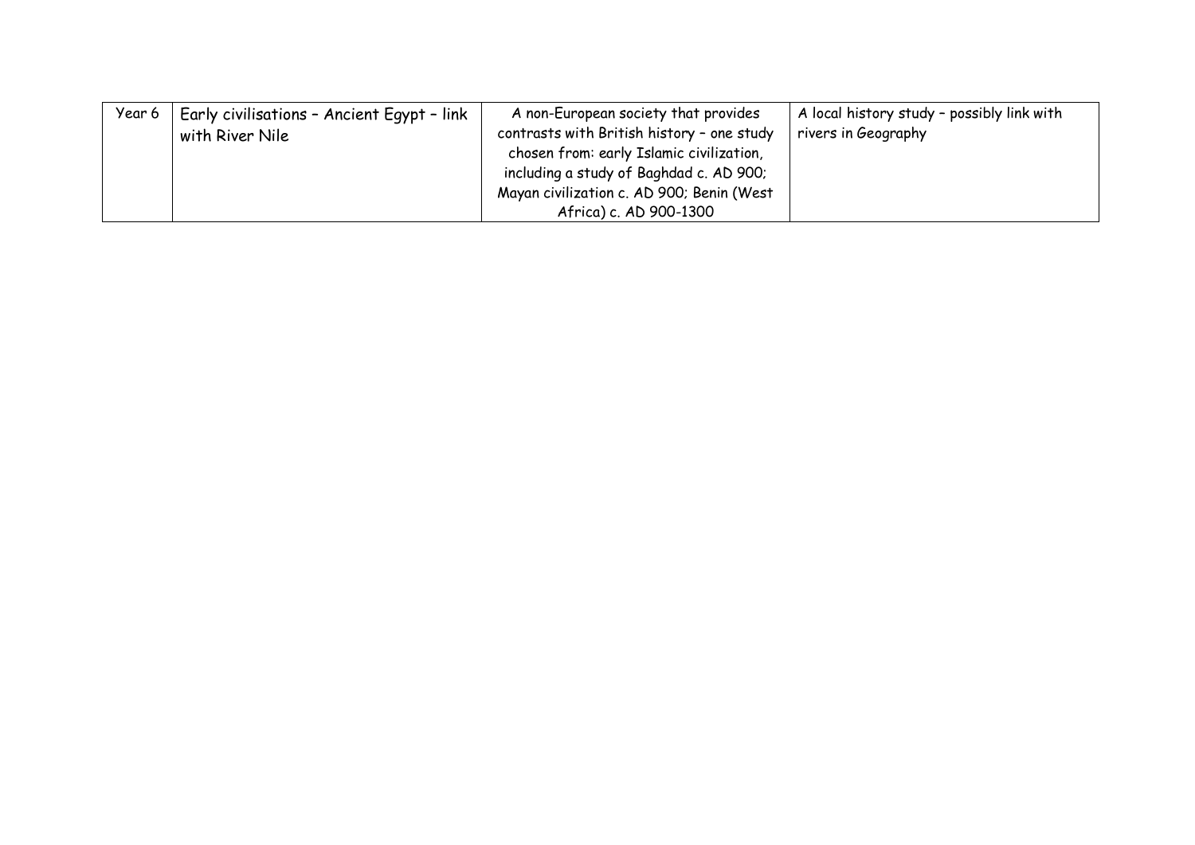| | | | |
|---|---|---|---|
| Year 6 | Early civilisations – Ancient Egypt – link with River Nile | A non-European society that provides contrasts with British history – one study chosen from: early Islamic civilization, including a study of Baghdad c. AD 900; Mayan civilization c. AD 900; Benin (West Africa) c. AD 900-1300 | A local history study – possibly link with rivers in Geography |